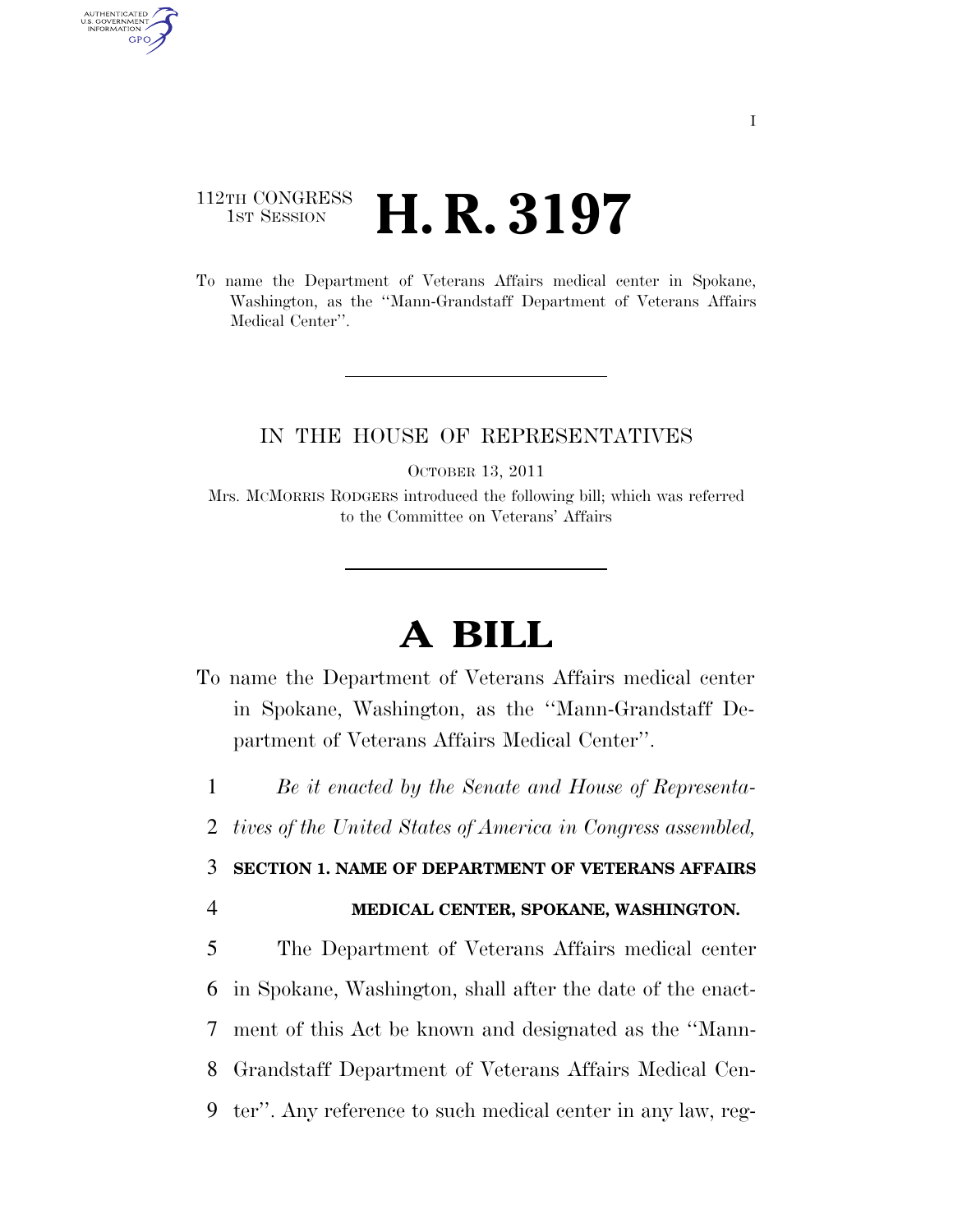112TH CONGRESS
1ST SESSION

# H. R. 3197

To name the Department of Veterans Affairs medical center in Spokane, Washington, as the "Mann-Grandstaff Department of Veterans Affairs Medical Center".

IN THE HOUSE OF REPRESENTATIVES

OCTOBER 13, 2011

Mrs. MCMORRIS RODGERS introduced the following bill; which was referred to the Committee on Veterans' Affairs

# A BILL

To name the Department of Veterans Affairs medical center in Spokane, Washington, as the "Mann-Grandstaff Department of Veterans Affairs Medical Center".

1 *Be it enacted by the Senate and House of Representa-*
2 *tives of the United States of America in Congress assembled,*

3 **SECTION 1. NAME OF DEPARTMENT OF VETERANS AFFAIRS**
4 **MEDICAL CENTER, SPOKANE, WASHINGTON.**

5 The Department of Veterans Affairs medical center
6 in Spokane, Washington, shall after the date of the enact-
7 ment of this Act be known and designated as the "Mann-
8 Grandstaff Department of Veterans Affairs Medical Cen-
9 ter". Any reference to such medical center in any law, reg-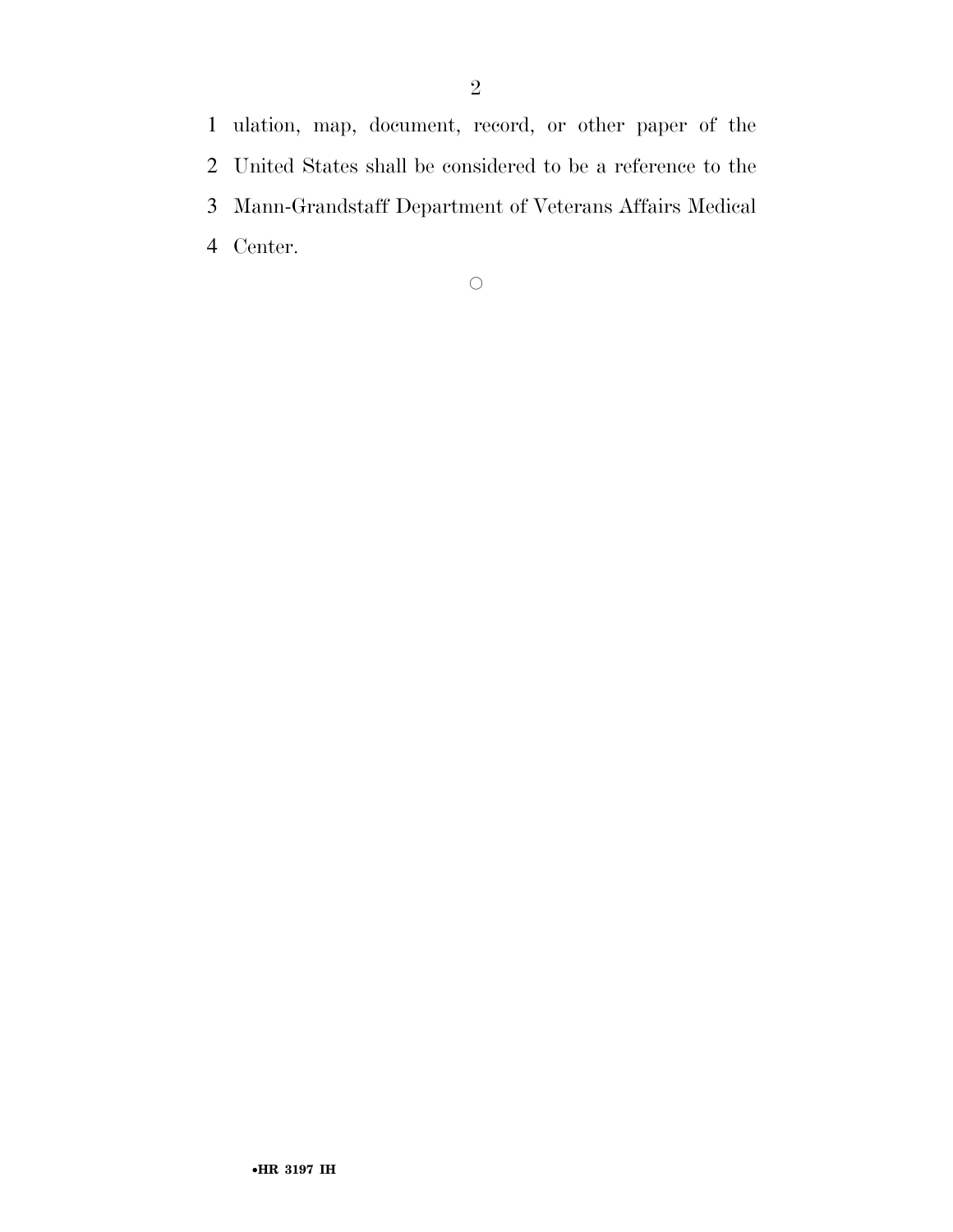ulation, map, document, record, or other paper of the United States shall be considered to be a reference to the Mann-Grandstaff Department of Veterans Affairs Medical Center.